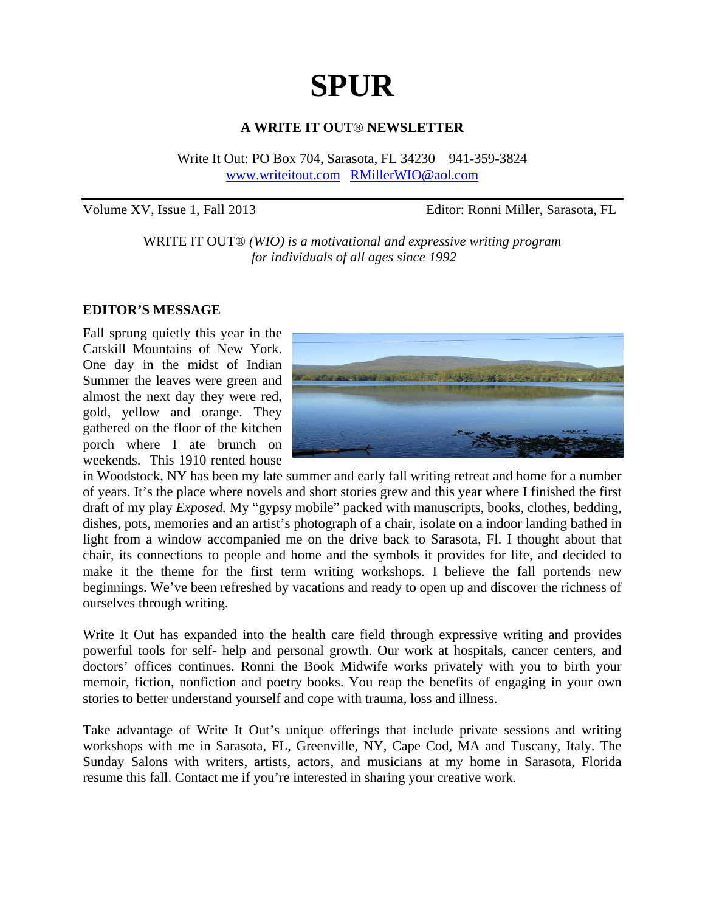# SPUR

**A WRITE IT OUT® NEWSLETTER**

Write It Out: PO Box 704, Sarasota, FL 34230 941-359-3824
www.writeitout.com RMillerWIO@aol.com

Volume XV, Issue 1, Fall 2013 Editor: Ronni Miller, Sarasota, FL

WRITE IT OUT® *(WIO) is a motivational and expressive writing program for individuals of all ages since 1992*

## EDITOR'S MESSAGE

Fall sprung quietly this year in the Catskill Mountains of New York. One day in the midst of Indian Summer the leaves were green and almost the next day they were red, gold, yellow and orange. They gathered on the floor of the kitchen porch where I ate brunch on weekends. This 1910 rented house in Woodstock, NY has been my late summer and early fall writing retreat and home for a number of years. It's the place where novels and short stories grew and this year where I finished the first draft of my play *Exposed.* My "gypsy mobile" packed with manuscripts, books, clothes, bedding, dishes, pots, memories and an artist's photograph of a chair, isolate on a indoor landing bathed in light from a window accompanied me on the drive back to Sarasota, Fl. I thought about that chair, its connections to people and home and the symbols it provides for life, and decided to make it the theme for the first term writing workshops. I believe the fall portends new beginnings. We've been refreshed by vacations and ready to open up and discover the richness of ourselves through writing.

Write It Out has expanded into the health care field through expressive writing and provides powerful tools for self- help and personal growth. Our work at hospitals, cancer centers, and doctors' offices continues. Ronni the Book Midwife works privately with you to birth your memoir, fiction, nonfiction and poetry books. You reap the benefits of engaging in your own stories to better understand yourself and cope with trauma, loss and illness.

Take advantage of Write It Out's unique offerings that include private sessions and writing workshops with me in Sarasota, FL, Greenville, NY, Cape Cod, MA and Tuscany, Italy. The Sunday Salons with writers, artists, actors, and musicians at my home in Sarasota, Florida resume this fall. Contact me if you're interested in sharing your creative work.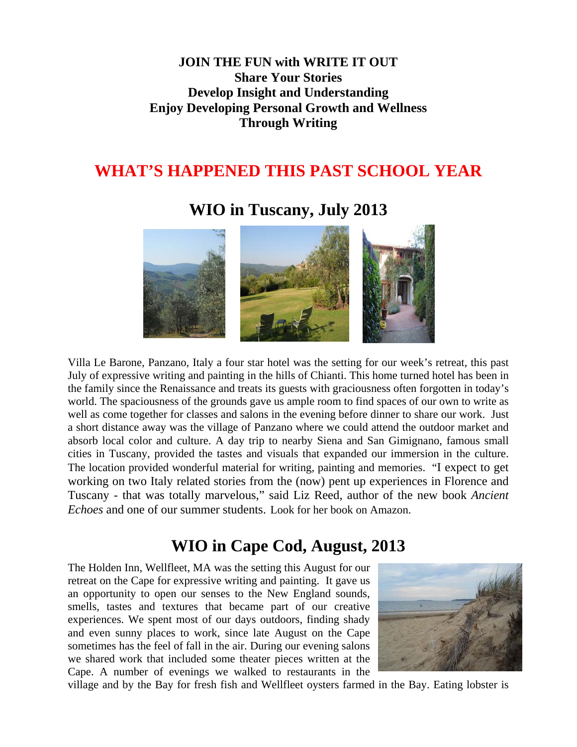**JOIN THE FUN with WRITE IT OUT**
**Share Your Stories**
**Develop Insight and Understanding**
**Enjoy Developing Personal Growth and Wellness**
**Through Writing**

# WHAT'S HAPPENED THIS PAST SCHOOL YEAR

## WIO in Tuscany, July 2013

Villa Le Barone, Panzano, Italy a four star hotel was the setting for our week's retreat, this past July of expressive writing and painting in the hills of Chianti. This home turned hotel has been in the family since the Renaissance and treats its guests with graciousness often forgotten in today's world. The spaciousness of the grounds gave us ample room to find spaces of our own to write as well as come together for classes and salons in the evening before dinner to share our work. Just a short distance away was the village of Panzano where we could attend the outdoor market and absorb local color and culture. A day trip to nearby Siena and San Gimignano, famous small cities in Tuscany, provided the tastes and visuals that expanded our immersion in the culture. The location provided wonderful material for writing, painting and memories. "I expect to get working on two Italy related stories from the (now) pent up experiences in Florence and Tuscany - that was totally marvelous," said Liz Reed, author of the new book *Ancient Echoes* and one of our summer students. Look for her book on Amazon.

## WIO in Cape Cod, August, 2013

The Holden Inn, Wellfleet, MA was the setting this August for our retreat on the Cape for expressive writing and painting. It gave us an opportunity to open our senses to the New England sounds, smells, tastes and textures that became part of our creative experiences. We spent most of our days outdoors, finding shady and even sunny places to work, since late August on the Cape sometimes has the feel of fall in the air. During our evening salons we shared work that included some theater pieces written at the Cape. A number of evenings we walked to restaurants in the village and by the Bay for fresh fish and Wellfleet oysters farmed in the Bay. Eating lobster is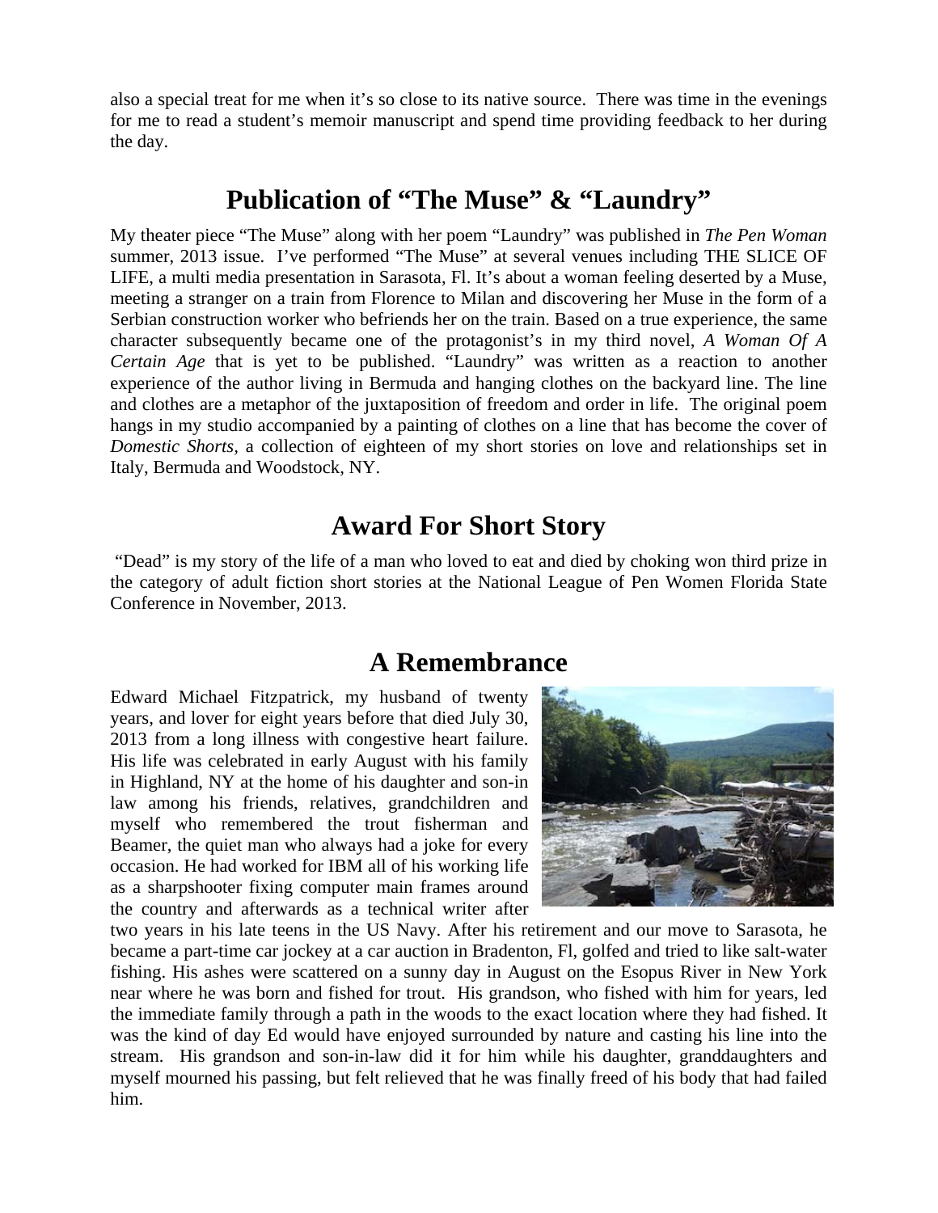also a special treat for me when it's so close to its native source. There was time in the evenings for me to read a student's memoir manuscript and spend time providing feedback to her during the day.

## Publication of "The Muse" & "Laundry"

My theater piece "The Muse" along with her poem "Laundry" was published in *The Pen Woman* summer, 2013 issue. I've performed "The Muse" at several venues including THE SLICE OF LIFE, a multi media presentation in Sarasota, Fl. It's about a woman feeling deserted by a Muse, meeting a stranger on a train from Florence to Milan and discovering her Muse in the form of a Serbian construction worker who befriends her on the train. Based on a true experience, the same character subsequently became one of the protagonist's in my third novel, *A Woman Of A Certain Age* that is yet to be published. "Laundry" was written as a reaction to another experience of the author living in Bermuda and hanging clothes on the backyard line. The line and clothes are a metaphor of the juxtaposition of freedom and order in life. The original poem hangs in my studio accompanied by a painting of clothes on a line that has become the cover of *Domestic Shorts,* a collection of eighteen of my short stories on love and relationships set in Italy, Bermuda and Woodstock, NY.

## Award For Short Story

"Dead" is my story of the life of a man who loved to eat and died by choking won third prize in the category of adult fiction short stories at the National League of Pen Women Florida State Conference in November, 2013.

## A Remembrance

Edward Michael Fitzpatrick, my husband of twenty years, and lover for eight years before that died July 30, 2013 from a long illness with congestive heart failure. His life was celebrated in early August with his family in Highland, NY at the home of his daughter and son-in law among his friends, relatives, grandchildren and myself who remembered the trout fisherman and Beamer, the quiet man who always had a joke for every occasion. He had worked for IBM all of his working life as a sharpshooter fixing computer main frames around the country and afterwards as a technical writer after two years in his late teens in the US Navy. After his retirement and our move to Sarasota, he became a part-time car jockey at a car auction in Bradenton, Fl, golfed and tried to like salt-water fishing. His ashes were scattered on a sunny day in August on the Esopus River in New York near where he was born and fished for trout. His grandson, who fished with him for years, led the immediate family through a path in the woods to the exact location where they had fished. It was the kind of day Ed would have enjoyed surrounded by nature and casting his line into the stream. His grandson and son-in-law did it for him while his daughter, granddaughters and myself mourned his passing, but felt relieved that he was finally freed of his body that had failed him.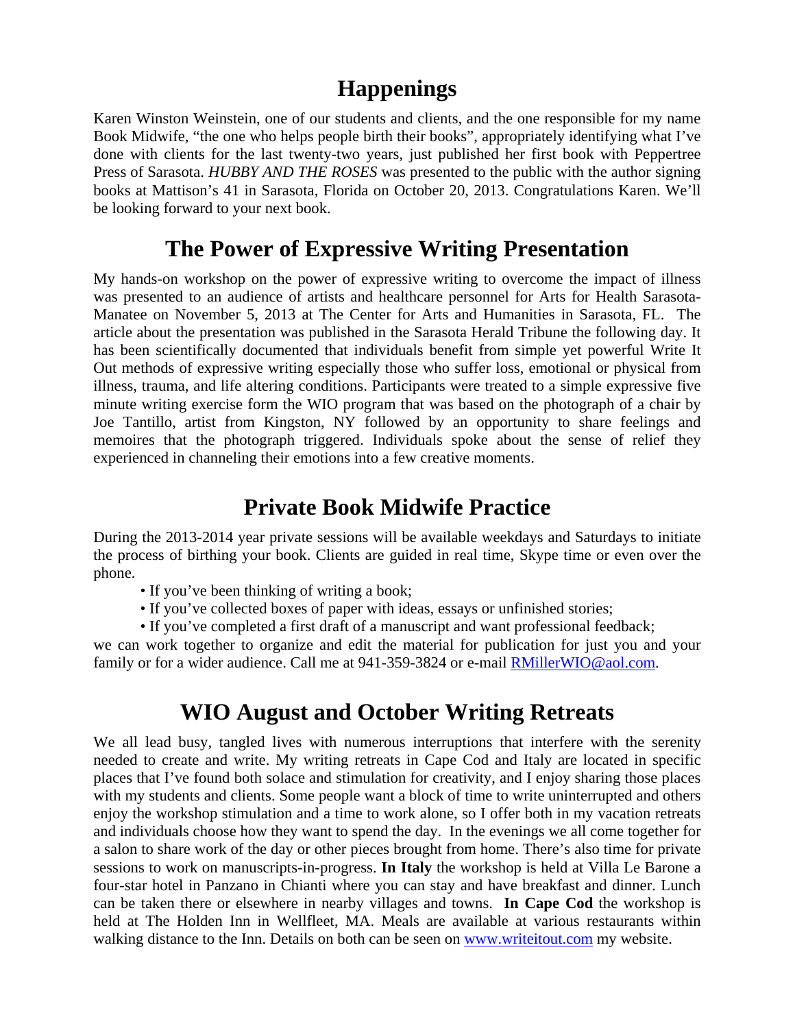# Happenings

Karen Winston Weinstein, one of our students and clients, and the one responsible for my name Book Midwife, "the one who helps people birth their books", appropriately identifying what I've done with clients for the last twenty-two years, just published her first book with Peppertree Press of Sarasota. *HUBBY AND THE ROSES* was presented to the public with the author signing books at Mattison's 41 in Sarasota, Florida on October 20, 2013. Congratulations Karen. We'll be looking forward to your next book.

# The Power of Expressive Writing Presentation

My hands-on workshop on the power of expressive writing to overcome the impact of illness was presented to an audience of artists and healthcare personnel for Arts for Health Sarasota-Manatee on November 5, 2013 at The Center for Arts and Humanities in Sarasota, FL. The article about the presentation was published in the Sarasota Herald Tribune the following day. It has been scientifically documented that individuals benefit from simple yet powerful Write It Out methods of expressive writing especially those who suffer loss, emotional or physical from illness, trauma, and life altering conditions. Participants were treated to a simple expressive five minute writing exercise form the WIO program that was based on the photograph of a chair by Joe Tantillo, artist from Kingston, NY followed by an opportunity to share feelings and memoires that the photograph triggered. Individuals spoke about the sense of relief they experienced in channeling their emotions into a few creative moments.

# Private Book Midwife Practice

During the 2013-2014 year private sessions will be available weekdays and Saturdays to initiate the process of birthing your book. Clients are guided in real time, Skype time or even over the phone.

- If you've been thinking of writing a book;
- If you've collected boxes of paper with ideas, essays or unfinished stories;
- If you've completed a first draft of a manuscript and want professional feedback;

we can work together to organize and edit the material for publication for just you and your family or for a wider audience. Call me at 941-359-3824 or e-mail RMillerWIO@aol.com.

# WIO August and October Writing Retreats

We all lead busy, tangled lives with numerous interruptions that interfere with the serenity needed to create and write. My writing retreats in Cape Cod and Italy are located in specific places that I've found both solace and stimulation for creativity, and I enjoy sharing those places with my students and clients. Some people want a block of time to write uninterrupted and others enjoy the workshop stimulation and a time to work alone, so I offer both in my vacation retreats and individuals choose how they want to spend the day. In the evenings we all come together for a salon to share work of the day or other pieces brought from home. There's also time for private sessions to work on manuscripts-in-progress. **In Italy** the workshop is held at Villa Le Barone a four-star hotel in Panzano in Chianti where you can stay and have breakfast and dinner. Lunch can be taken there or elsewhere in nearby villages and towns. **In Cape Cod** the workshop is held at The Holden Inn in Wellfleet, MA. Meals are available at various restaurants within walking distance to the Inn. Details on both can be seen on www.writeitout.com my website.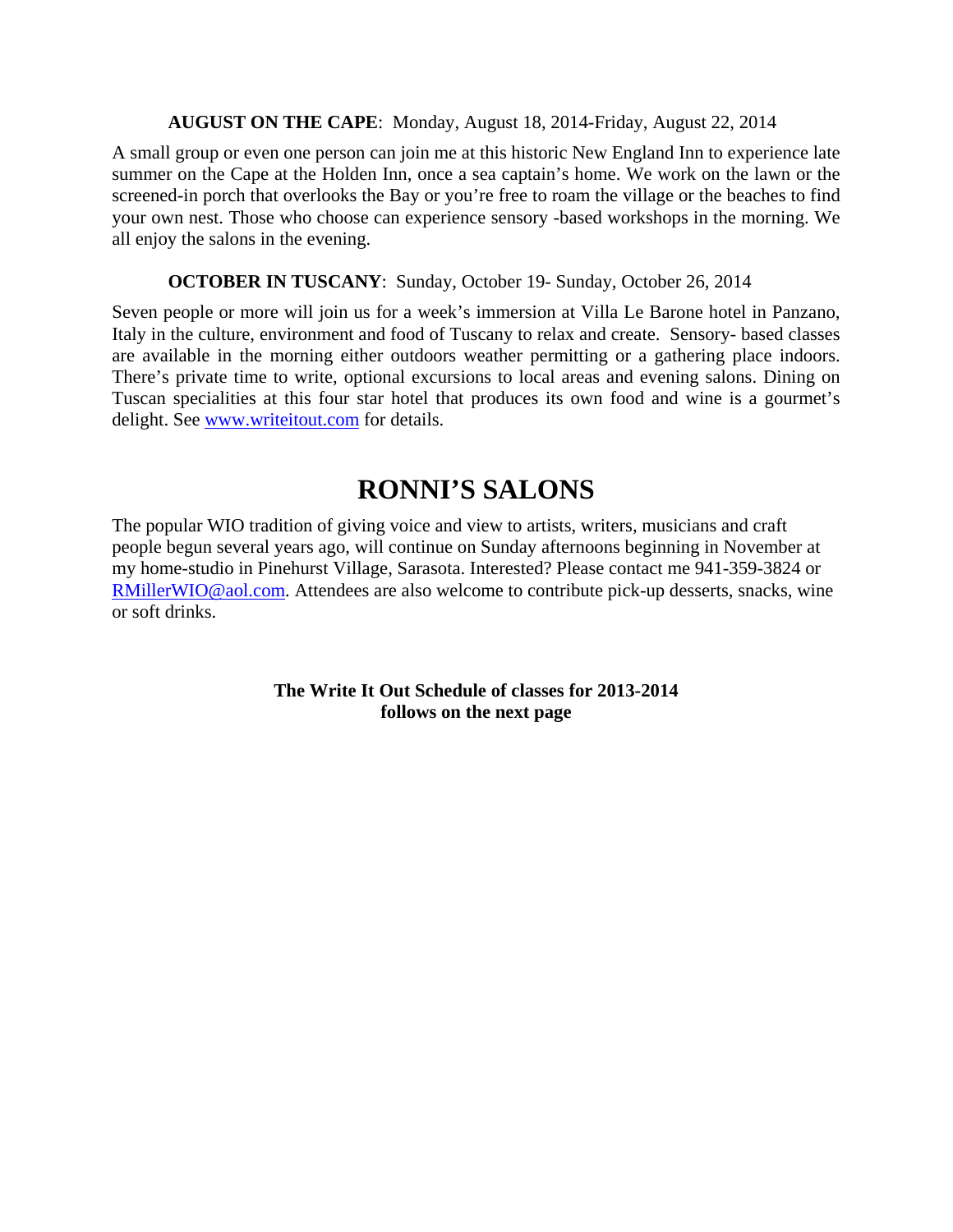**AUGUST ON THE CAPE**: Monday, August 18, 2014-Friday, August 22, 2014

A small group or even one person can join me at this historic New England Inn to experience late summer on the Cape at the Holden Inn, once a sea captain's home. We work on the lawn or the screened-in porch that overlooks the Bay or you're free to roam the village or the beaches to find your own nest. Those who choose can experience sensory -based workshops in the morning. We all enjoy the salons in the evening.

**OCTOBER IN TUSCANY**: Sunday, October 19- Sunday, October 26, 2014

Seven people or more will join us for a week's immersion at Villa Le Barone hotel in Panzano, Italy in the culture, environment and food of Tuscany to relax and create. Sensory- based classes are available in the morning either outdoors weather permitting or a gathering place indoors. There's private time to write, optional excursions to local areas and evening salons. Dining on Tuscan specialities at this four star hotel that produces its own food and wine is a gourmet's delight. See www.writeitout.com for details.

# RONNI'S SALONS

The popular WIO tradition of giving voice and view to artists, writers, musicians and craft people begun several years ago, will continue on Sunday afternoons beginning in November at my home-studio in Pinehurst Village, Sarasota. Interested? Please contact me 941-359-3824 or RMillerWIO@aol.com. Attendees are also welcome to contribute pick-up desserts, snacks, wine or soft drinks.

**The Write It Out Schedule of classes for 2013-2014**
**follows on the next page**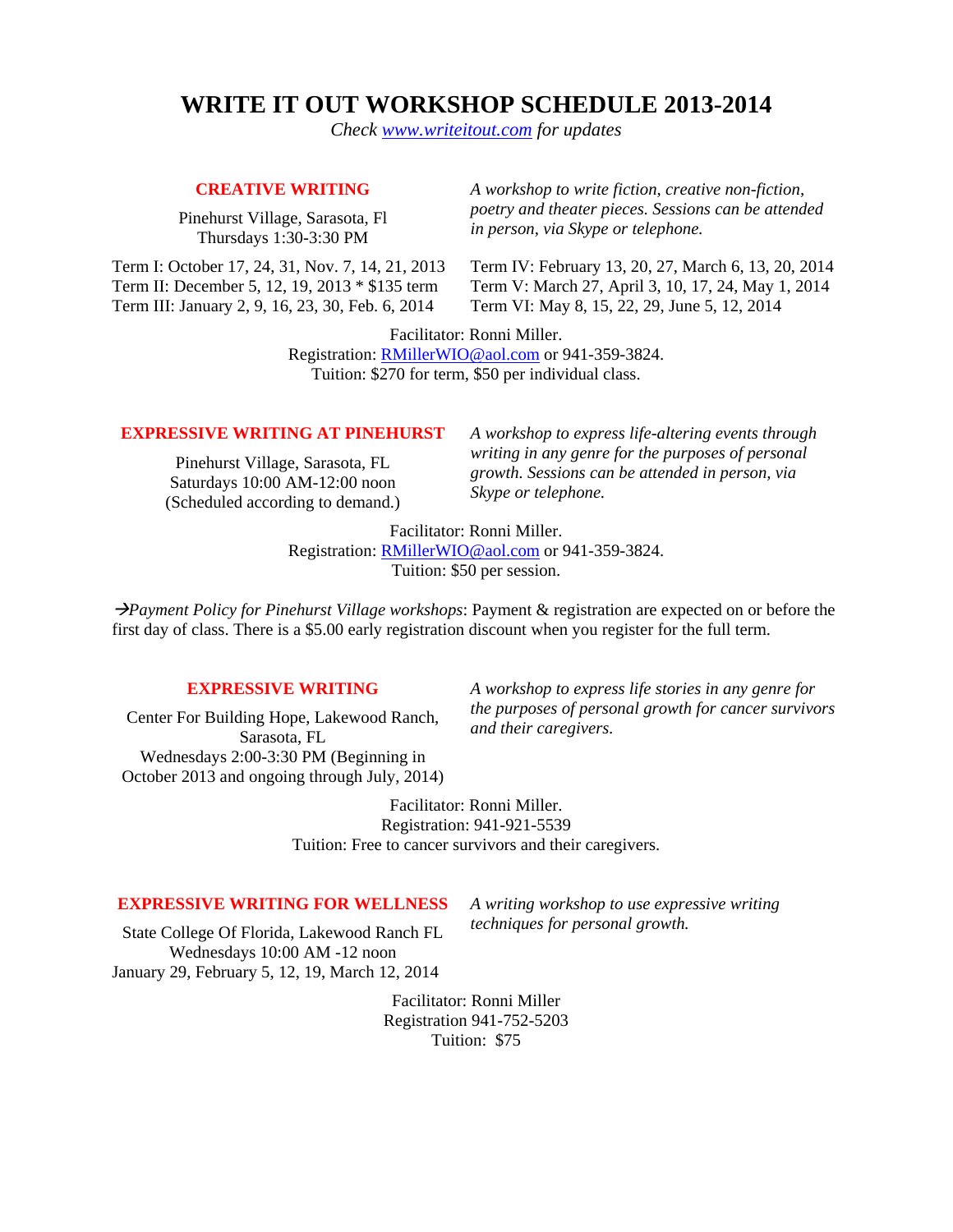# WRITE IT OUT WORKSHOP SCHEDULE 2013-2014

*Check www.writeitout.com for updates*

## CREATIVE WRITING

Pinehurst Village, Sarasota, Fl
Thursdays 1:30-3:30 PM

*A workshop to write fiction, creative non-fiction, poetry and theater pieces. Sessions can be attended in person, via Skype or telephone.*

Term I: October 17, 24, 31, Nov. 7, 14, 21, 2013
Term II: December 5, 12, 19, 2013 * $135 term
Term III: January 2, 9, 16, 23, 30, Feb. 6, 2014
Term IV: February 13, 20, 27, March 6, 13, 20, 2014
Term V: March 27, April 3, 10, 17, 24, May 1, 2014
Term VI: May 8, 15, 22, 29, June 5, 12, 2014

Facilitator: Ronni Miller.
Registration: RMillerWIO@aol.com or 941-359-3824.
Tuition: $270 for term, $50 per individual class.

## EXPRESSIVE WRITING AT PINEHURST

Pinehurst Village, Sarasota, FL
Saturdays 10:00 AM-12:00 noon
(Scheduled according to demand.)

*A workshop to express life-altering events through writing in any genre for the purposes of personal growth. Sessions can be attended in person, via Skype or telephone.*

Facilitator: Ronni Miller.
Registration: RMillerWIO@aol.com or 941-359-3824.
Tuition: $50 per session.

→*Payment Policy for Pinehurst Village workshops*: Payment & registration are expected on or before the first day of class. There is a $5.00 early registration discount when you register for the full term.

## EXPRESSIVE WRITING

Center For Building Hope, Lakewood Ranch, Sarasota, FL
Wednesdays 2:00-3:30 PM (Beginning in October 2013 and ongoing through July, 2014)

*A workshop to express life stories in any genre for the purposes of personal growth for cancer survivors and their caregivers.*

Facilitator: Ronni Miller.
Registration: 941-921-5539
Tuition: Free to cancer survivors and their caregivers.

## EXPRESSIVE WRITING FOR WELLNESS

State College Of Florida, Lakewood Ranch FL
Wednesdays 10:00 AM -12 noon
January 29, February 5, 12, 19, March 12, 2014

*A writing workshop to use expressive writing techniques for personal growth.*

Facilitator: Ronni Miller
Registration 941-752-5203
Tuition: $75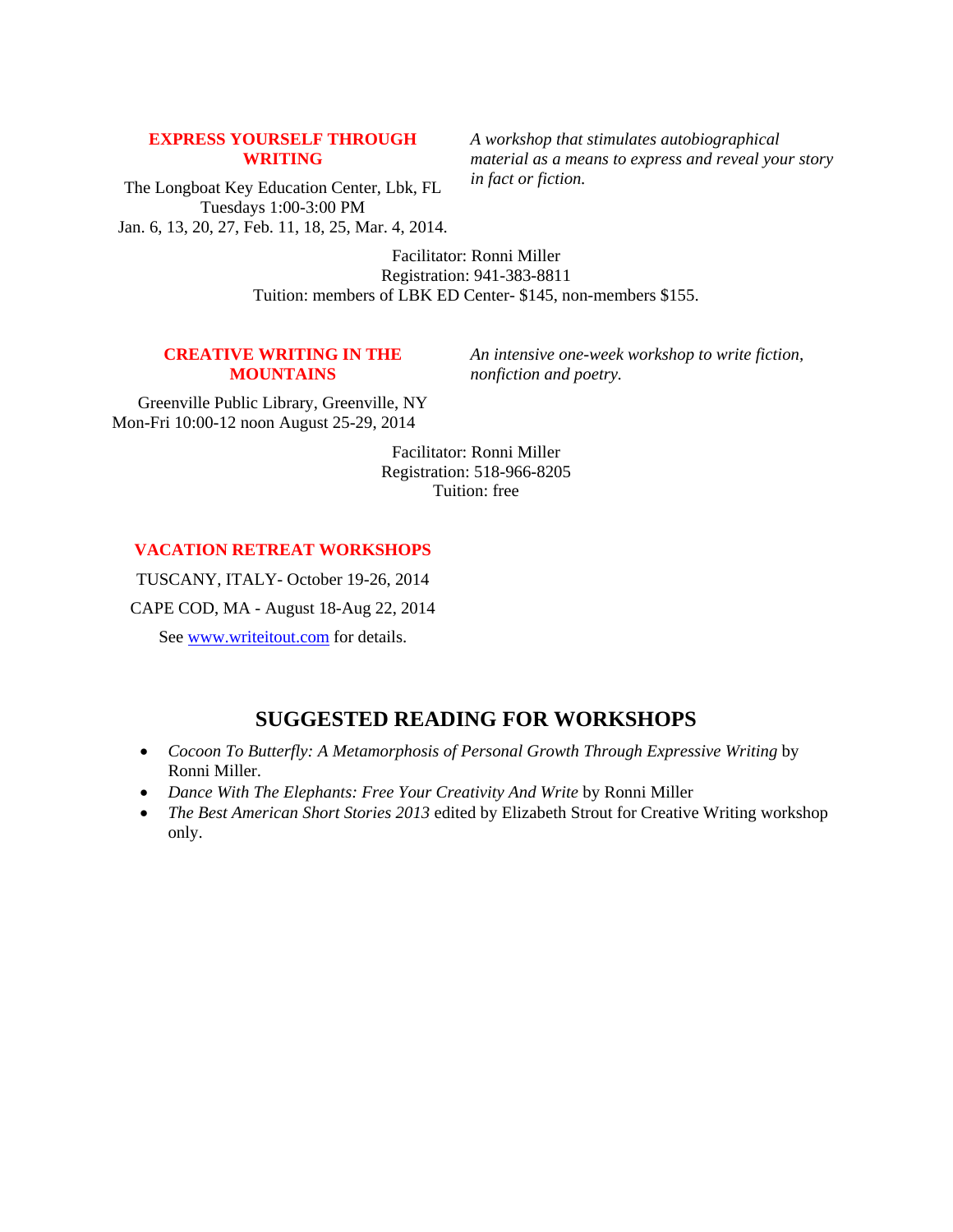### EXPRESS YOURSELF THROUGH WRITING

The Longboat Key Education Center, Lbk, FL
Tuesdays 1:00-3:00 PM
Jan. 6, 13, 20, 27, Feb. 11, 18, 25, Mar. 4, 2014.

*A workshop that stimulates autobiographical material as a means to express and reveal your story in fact or fiction.*

Facilitator: Ronni Miller
Registration: 941-383-8811
Tuition: members of LBK ED Center- $145, non-members $155.

### CREATIVE WRITING IN THE MOUNTAINS

Greenville Public Library, Greenville, NY
Mon-Fri 10:00-12 noon August 25-29, 2014

*An intensive one-week workshop to write fiction, nonfiction and poetry.*

Facilitator: Ronni Miller
Registration: 518-966-8205
Tuition: free

### VACATION RETREAT WORKSHOPS

TUSCANY, ITALY- October 19-26, 2014

CAPE COD, MA - August 18-Aug 22, 2014

See [www.writeitout.com](http://www.writeitout.com) for details.

## SUGGESTED READING FOR WORKSHOPS

- *Cocoon To Butterfly: A Metamorphosis of Personal Growth Through Expressive Writing* by Ronni Miller.
- *Dance With The Elephants: Free Your Creativity And Write* by Ronni Miller
- *The Best American Short Stories 2013* edited by Elizabeth Strout for Creative Writing workshop only.